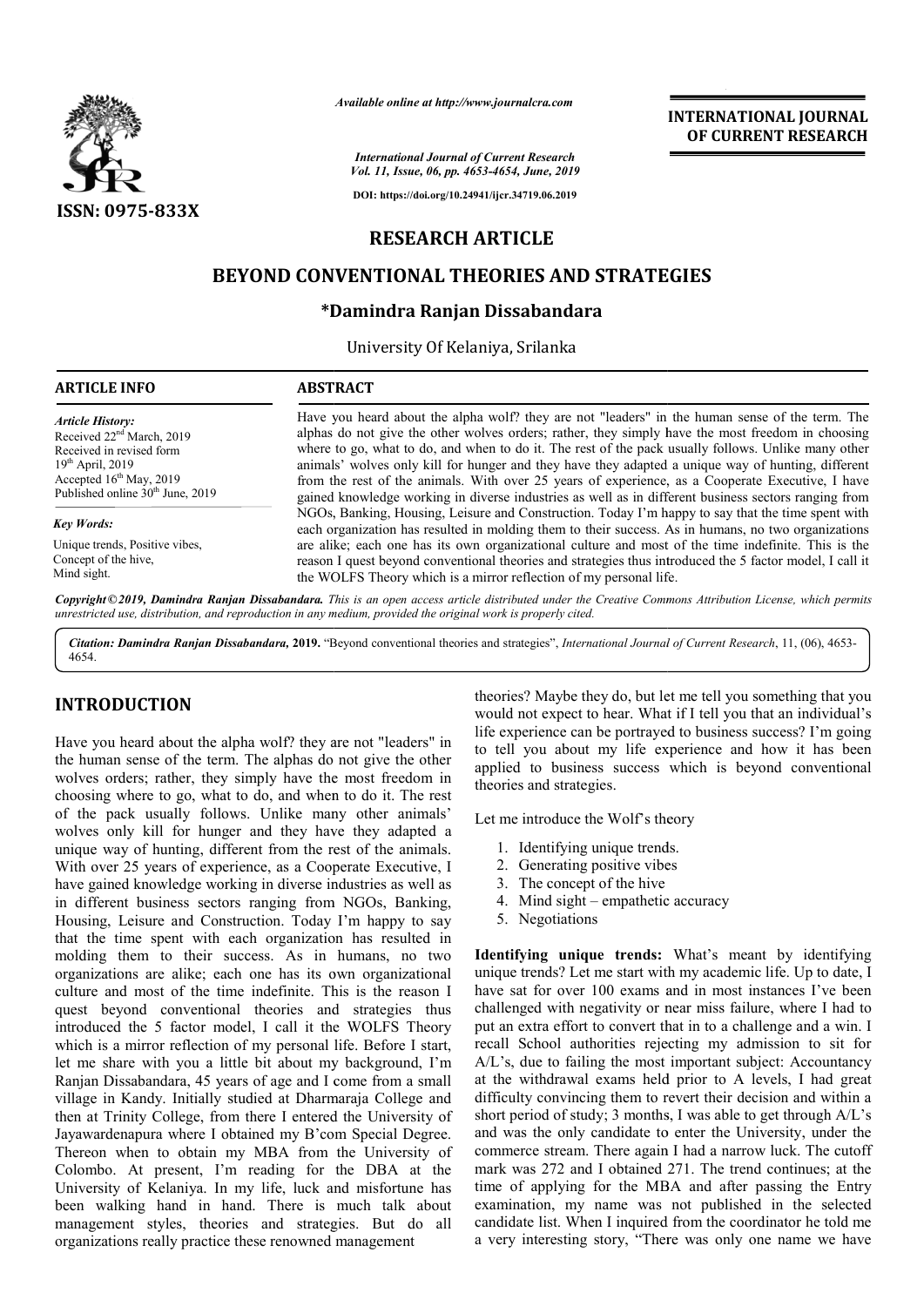# RESEARCH ARTICLE

# BEYOND CONVENTIONAL THEORIES AND STRATEGIES

**\*Damindra Ranjan Dissabandara**

University Of Kelaniya, Srilanka

## ARTICLE INFO

*Article History:*
Received 22nd March, 2019
Received in revised form 19th April, 2019
Accepted 16th May, 2019
Published online 30th June, 2019

*Key Words:*
Unique trends, Positive vibes, Concept of the hive, Mind sight.

## ABSTRACT

Have you heard about the alpha wolf? they are not "leaders" in the human sense of the term. The alphas do not give the other wolves orders; rather, they simply have the most freedom in choosing where to go, what to do, and when to do it. The rest of the pack usually follows. Unlike many other animals' wolves only kill for hunger and they have they adapted a unique way of hunting, different from the rest of the animals. With over 25 years of experience, as a Cooperate Executive, I have gained knowledge working in diverse industries as well as in different business sectors ranging from NGOs, Banking, Housing, Leisure and Construction. Today I'm happy to say that the time spent with each organization has resulted in molding them to their success. As in humans, no two organizations are alike; each one has its own organizational culture and most of the time indefinite. This is the reason I quest beyond conventional theories and strategies thus introduced the 5 factor model, I call it the WOLFS Theory which is a mirror reflection of my personal life.

*Copyright © 2019, Damindra Ranjan Dissabandara. This is an open access article distributed under the Creative Commons Attribution License, which permits unrestricted use, distribution, and reproduction in any medium, provided the original work is properly cited.*

*Citation: Damindra Ranjan Dissabandara,* **2019.** "Beyond conventional theories and strategies", *International Journal of Current Research*, 11, (06), 4653-4654.

# INTRODUCTION

Have you heard about the alpha wolf? they are not "leaders" in the human sense of the term. The alphas do not give the other wolves orders; rather, they simply have the most freedom in choosing where to go, what to do, and when to do it. The rest of the pack usually follows. Unlike many other animals' wolves only kill for hunger and they have they adapted a unique way of hunting, different from the rest of the animals. With over 25 years of experience, as a Cooperate Executive, I have gained knowledge working in diverse industries as well as in different business sectors ranging from NGOs, Banking, Housing, Leisure and Construction. Today I'm happy to say that the time spent with each organization has resulted in molding them to their success. As in humans, no two organizations are alike; each one has its own organizational culture and most of the time indefinite. This is the reason I quest beyond conventional theories and strategies thus introduced the 5 factor model, I call it the WOLFS Theory which is a mirror reflection of my personal life. Before I start, let me share with you a little bit about my background, I'm Ranjan Dissabandara, 45 years of age and I come from a small village in Kandy. Initially studied at Dharmaraja College and then at Trinity College, from there I entered the University of Jayawardenapura where I obtained my B'com Special Degree. Thereon when to obtain my MBA from the University of Colombo. At present, I'm reading for the DBA at the University of Kelaniya. In my life, luck and misfortune has been walking hand in hand. There is much talk about management styles, theories and strategies. But do all organizations really practice these renowned management theories? Maybe they do, but let me tell you something that you would not expect to hear. What if I tell you that an individual's life experience can be portrayed to business success? I'm going to tell you about my life experience and how it has been applied to business success which is beyond conventional theories and strategies.

Let me introduce the Wolf's theory

1. Identifying unique trends.
2. Generating positive vibes
3. The concept of the hive
4. Mind sight – empathetic accuracy
5. Negotiations

**Identifying unique trends:** What's meant by identifying unique trends? Let me start with my academic life. Up to date, I have sat for over 100 exams and in most instances I've been challenged with negativity or near miss failure, where I had to put an extra effort to convert that in to a challenge and a win. I recall School authorities rejecting my admission to sit for A/L's, due to failing the most important subject: Accountancy at the withdrawal exams held prior to A levels, I had great difficulty convincing them to revert their decision and within a short period of study; 3 months, I was able to get through A/L's and was the only candidate to enter the University, under the commerce stream. There again I had a narrow luck. The cutoff mark was 272 and I obtained 271. The trend continues; at the time of applying for the MBA and after passing the Entry examination, my name was not published in the selected candidate list. When I inquired from the coordinator he told me a very interesting story, "There was only one name we have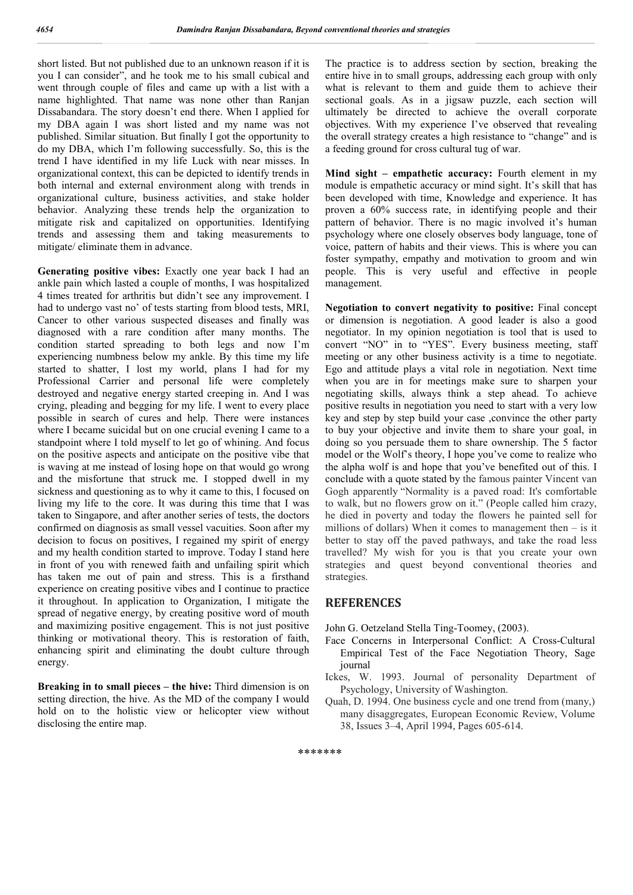short listed. But not published due to an unknown reason if it is you I can consider", and he took me to his small cubical and went through couple of files and came up with a list with a name highlighted. That name was none other than Ranjan Dissabandara. The story doesn't end there. When I applied for my DBA again I was short listed and my name was not published. Similar situation. But finally I got the opportunity to do my DBA, which I'm following successfully. So, this is the trend I have identified in my life Luck with near misses. In organizational context, this can be depicted to identify trends in both internal and external environment along with trends in organizational culture, business activities, and stake holder behavior. Analyzing these trends help the organization to mitigate risk and capitalized on opportunities. Identifying trends and assessing them and taking measurements to mitigate/ eliminate them in advance.

**Generating positive vibes:** Exactly one year back I had an ankle pain which lasted a couple of months, I was hospitalized 4 times treated for arthritis but didn't see any improvement. I had to undergo vast no' of tests starting from blood tests, MRI, Cancer to other various suspected diseases and finally was diagnosed with a rare condition after many months. The condition started spreading to both legs and now I'm experiencing numbness below my ankle. By this time my life started to shatter, I lost my world, plans I had for my Professional Carrier and personal life were completely destroyed and negative energy started creeping in. And I was crying, pleading and begging for my life. I went to every place possible in search of cures and help. There were instances where I became suicidal but on one crucial evening I came to a standpoint where I told myself to let go of whining. And focus on the positive aspects and anticipate on the positive vibe that is waving at me instead of losing hope on that would go wrong and the misfortune that struck me. I stopped dwell in my sickness and questioning as to why it came to this, I focused on living my life to the core. It was during this time that I was taken to Singapore, and after another series of tests, the doctors confirmed on diagnosis as small vessel vacuities. Soon after my decision to focus on positives, I regained my spirit of energy and my health condition started to improve. Today I stand here in front of you with renewed faith and unfailing spirit which has taken me out of pain and stress. This is a firsthand experience on creating positive vibes and I continue to practice it throughout. In application to Organization, I mitigate the spread of negative energy, by creating positive word of mouth and maximizing positive engagement. This is not just positive thinking or motivational theory. This is restoration of faith, enhancing spirit and eliminating the doubt culture through energy.

**Breaking in to small pieces – the hive:** Third dimension is on setting direction, the hive. As the MD of the company I would hold on to the holistic view or helicopter view without disclosing the entire map. The practice is to address section by section, breaking the entire hive in to small groups, addressing each group with only what is relevant to them and guide them to achieve their sectional goals. As in a jigsaw puzzle, each section will ultimately be directed to achieve the overall corporate objectives. With my experience I've observed that revealing the overall strategy creates a high resistance to "change" and is a feeding ground for cross cultural tug of war.

**Mind sight – empathetic accuracy:** Fourth element in my module is empathetic accuracy or mind sight. It's skill that has been developed with time, Knowledge and experience. It has proven a 60% success rate, in identifying people and their pattern of behavior. There is no magic involved it's human psychology where one closely observes body language, tone of voice, pattern of habits and their views. This is where you can foster sympathy, empathy and motivation to groom and win people. This is very useful and effective in people management.

**Negotiation to convert negativity to positive:** Final concept or dimension is negotiation. A good leader is also a good negotiator. In my opinion negotiation is tool that is used to convert "NO" in to "YES". Every business meeting, staff meeting or any other business activity is a time to negotiate. Ego and attitude plays a vital role in negotiation. Next time when you are in for meetings make sure to sharpen your negotiating skills, always think a step ahead. To achieve positive results in negotiation you need to start with a very low key and step by step build your case ,convince the other party to buy your objective and invite them to share your goal, in doing so you persuade them to share ownership. The 5 factor model or the Wolf's theory, I hope you've come to realize who the alpha wolf is and hope that you've benefited out of this. I conclude with a quote stated by the famous painter Vincent van Gogh apparently "Normality is a paved road: It's comfortable to walk, but no flowers grow on it." (People called him crazy, he died in poverty and today the flowers he painted sell for millions of dollars) When it comes to management then – is it better to stay off the paved pathways, and take the road less travelled? My wish for you is that you create your own strategies and quest beyond conventional theories and strategies.

## REFERENCES

John G. Oetzeland Stella Ting-Toomey, (2003).

Face Concerns in Interpersonal Conflict: A Cross-Cultural Empirical Test of the Face Negotiation Theory, Sage journal

Ickes, W. 1993. Journal of personality Department of Psychology, University of Washington.

Quah, D. 1994. One business cycle and one trend from (many,) many disaggregates, European Economic Review, Volume 38, Issues 3–4, April 1994, Pages 605-614.

*******